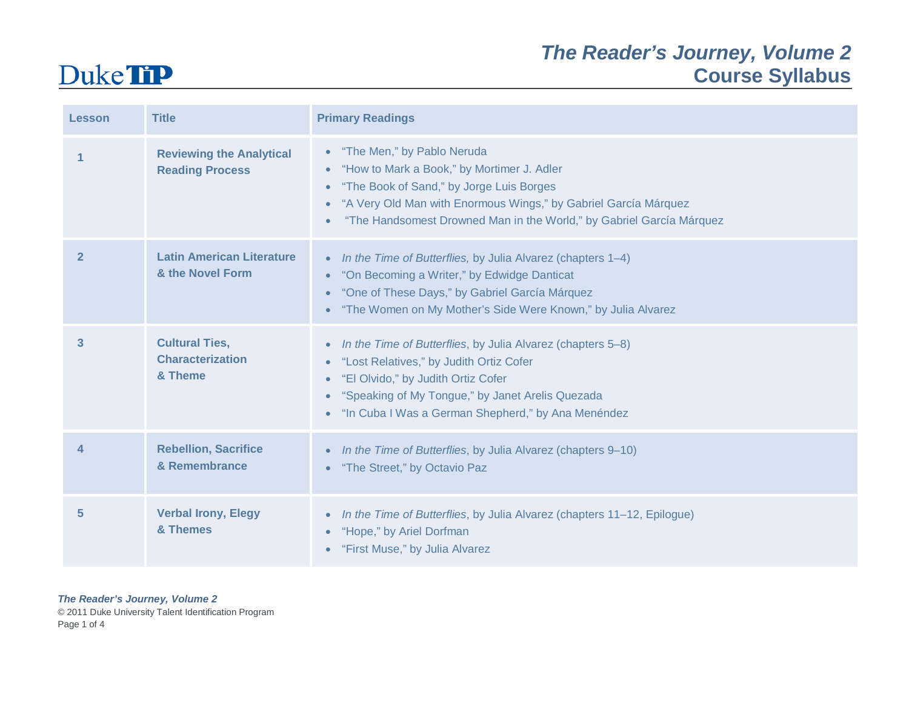# The Reader's Journey, Volume 2
## Course Syllabus

| Lesson | Title | Primary Readings |
|---|---|---|
| 1 | **Reviewing the Analytical Reading Process** | • "The Men," by Pablo Neruda<br>• "How to Mark a Book," by Mortimer J. Adler<br>• "The Book of Sand," by Jorge Luis Borges<br>• "A Very Old Man with Enormous Wings," by Gabriel García Márquez<br>• "The Handsomest Drowned Man in the World," by Gabriel García Márquez |
| 2 | **Latin American Literature & the Novel Form** | • *In the Time of Butterflies,* by Julia Alvarez (chapters 1–4)<br>• "On Becoming a Writer," by Edwidge Danticat<br>• "One of These Days," by Gabriel García Márquez<br>• "The Women on My Mother's Side Were Known," by Julia Alvarez |
| 3 | **Cultural Ties, Characterization & Theme** | • *In the Time of Butterflies*, by Julia Alvarez (chapters 5–8)<br>• "Lost Relatives," by Judith Ortiz Cofer<br>• "El Olvido," by Judith Ortiz Cofer<br>• "Speaking of My Tongue," by Janet Arelis Quezada<br>• "In Cuba I Was a German Shepherd," by Ana Menéndez |
| 4 | **Rebellion, Sacrifice & Remembrance** | • *In the Time of Butterflies*, by Julia Alvarez (chapters 9–10)<br>• "The Street," by Octavio Paz |
| 5 | **Verbal Irony, Elegy & Themes** | • *In the Time of Butterflies*, by Julia Alvarez (chapters 11–12, Epilogue)<br>• "Hope," by Ariel Dorfman<br>• "First Muse," by Julia Alvarez |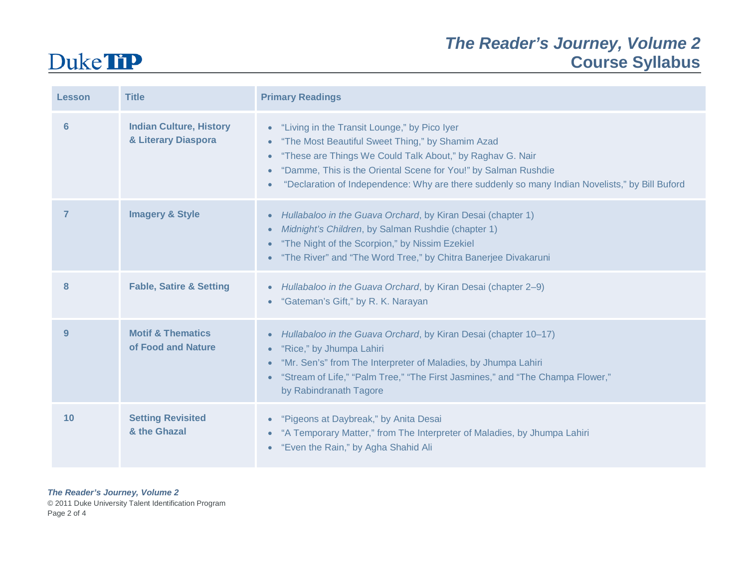| Lesson | Title | Primary Readings |
|---|---|---|
| 6 | **Indian Culture, History & Literary Diaspora** | • "Living in the Transit Lounge," by Pico Iyer<br>• "The Most Beautiful Sweet Thing," by Shamim Azad<br>• "These are Things We Could Talk About," by Raghav G. Nair<br>• "Damme, This is the Oriental Scene for You!" by Salman Rushdie<br>• "Declaration of Independence: Why are there suddenly so many Indian Novelists," by Bill Buford |
| 7 | **Imagery & Style** | • *Hullabaloo in the Guava Orchard*, by Kiran Desai (chapter 1)<br>• *Midnight's Children*, by Salman Rushdie (chapter 1)<br>• "The Night of the Scorpion," by Nissim Ezekiel<br>• "The River" and "The Word Tree," by Chitra Banerjee Divakaruni |
| 8 | **Fable, Satire & Setting** | • *Hullabaloo in the Guava Orchard*, by Kiran Desai (chapter 2–9)<br>• "Gateman's Gift," by R. K. Narayan |
| 9 | **Motif & Thematics of Food and Nature** | • *Hullabaloo in the Guava Orchard*, by Kiran Desai (chapter 10–17)<br>• "Rice," by Jhumpa Lahiri<br>• "Mr. Sen's" from The Interpreter of Maladies, by Jhumpa Lahiri<br>• "Stream of Life," "Palm Tree," "The First Jasmines," and "The Champa Flower," by Rabindranath Tagore |
| 10 | **Setting Revisited & the Ghazal** | • "Pigeons at Daybreak," by Anita Desai<br>• "A Temporary Matter," from The Interpreter of Maladies, by Jhumpa Lahiri<br>• "Even the Rain," by Agha Shahid Ali |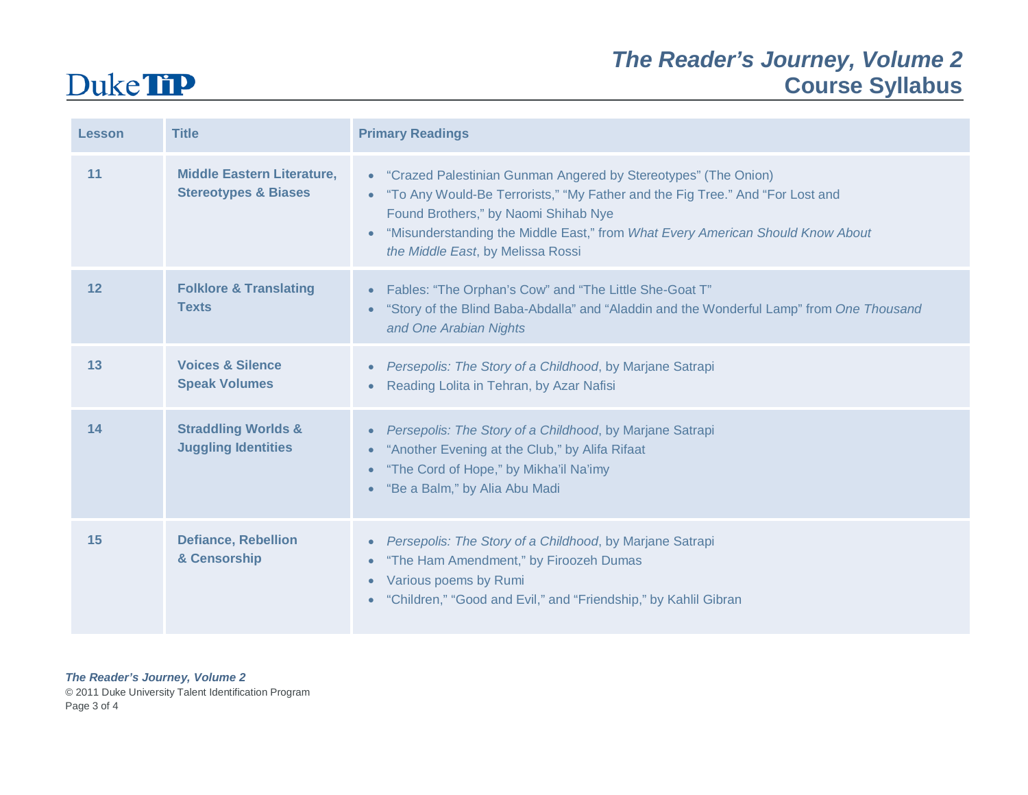| Lesson | Title | Primary Readings |
| --- | --- | --- |
| 11 | **Middle Eastern Literature, Stereotypes & Biases** | • "Crazed Palestinian Gunman Angered by Stereotypes" (The Onion)<br>• "To Any Would-Be Terrorists," "My Father and the Fig Tree." And "For Lost and Found Brothers," by Naomi Shihab Nye<br>• "Misunderstanding the Middle East," from *What Every American Should Know About the Middle East*, by Melissa Rossi |
| 12 | **Folklore & Translating Texts** | • Fables: "The Orphan's Cow" and "The Little She-Goat T"<br>• "Story of the Blind Baba-Abdalla" and "Aladdin and the Wonderful Lamp" from *One Thousand and One Arabian Nights* |
| 13 | **Voices & Silence Speak Volumes** | • *Persepolis: The Story of a Childhood*, by Marjane Satrapi<br>• Reading Lolita in Tehran, by Azar Nafisi |
| 14 | **Straddling Worlds & Juggling Identities** | • *Persepolis: The Story of a Childhood*, by Marjane Satrapi<br>• "Another Evening at the Club," by Alifa Rifaat<br>• "The Cord of Hope," by Mikha'il Na'imy<br>• "Be a Balm," by Alia Abu Madi |
| 15 | **Defiance, Rebellion & Censorship** | • *Persepolis: The Story of a Childhood*, by Marjane Satrapi<br>• "The Ham Amendment," by Firoozeh Dumas<br>• Various poems by Rumi<br>• "Children," "Good and Evil," and "Friendship," by Kahlil Gibran |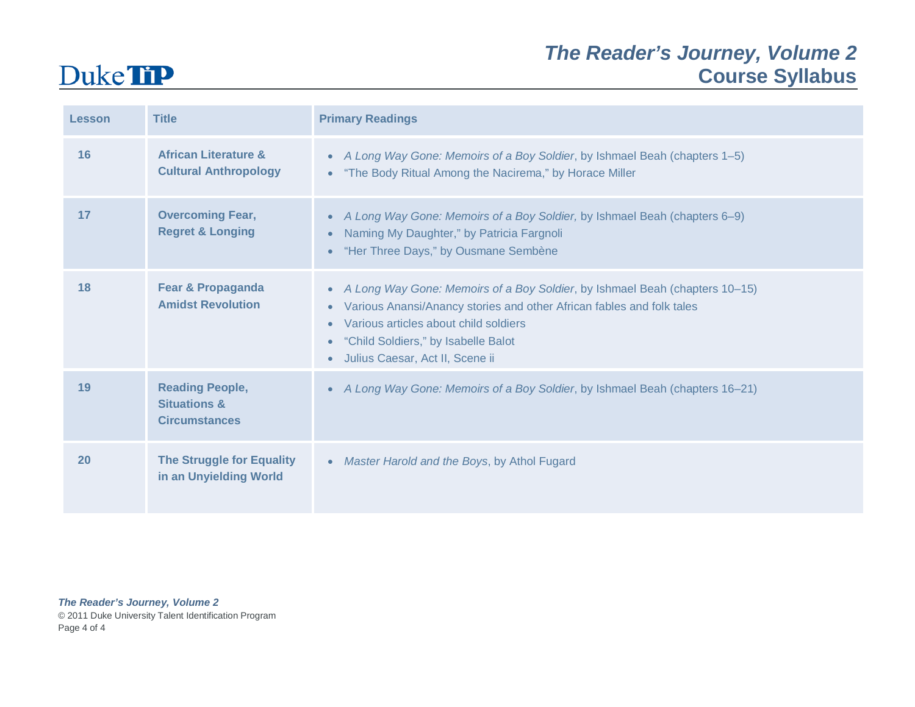| Lesson | Title | Primary Readings |
|---|---|---|
| 16 | **African Literature & Cultural Anthropology** | • *A Long Way Gone: Memoirs of a Boy Soldier*, by Ishmael Beah (chapters 1–5)<br>• "The Body Ritual Among the Nacirema," by Horace Miller |
| 17 | **Overcoming Fear, Regret & Longing** | • *A Long Way Gone: Memoirs of a Boy Soldier,* by Ishmael Beah (chapters 6–9)<br>• Naming My Daughter," by Patricia Fargnoli<br>• "Her Three Days," by Ousmane Sembène |
| 18 | **Fear & Propaganda Amidst Revolution** | • *A Long Way Gone: Memoirs of a Boy Soldier*, by Ishmael Beah (chapters 10–15)<br>• Various Anansi/Anancy stories and other African fables and folk tales<br>• Various articles about child soldiers<br>• "Child Soldiers," by Isabelle Balot<br>• Julius Caesar, Act II, Scene ii |
| 19 | **Reading People, Situations & Circumstances** | • *A Long Way Gone: Memoirs of a Boy Soldier*, by Ishmael Beah (chapters 16–21) |
| 20 | **The Struggle for Equality in an Unyielding World** | • *Master Harold and the Boys*, by Athol Fugard |